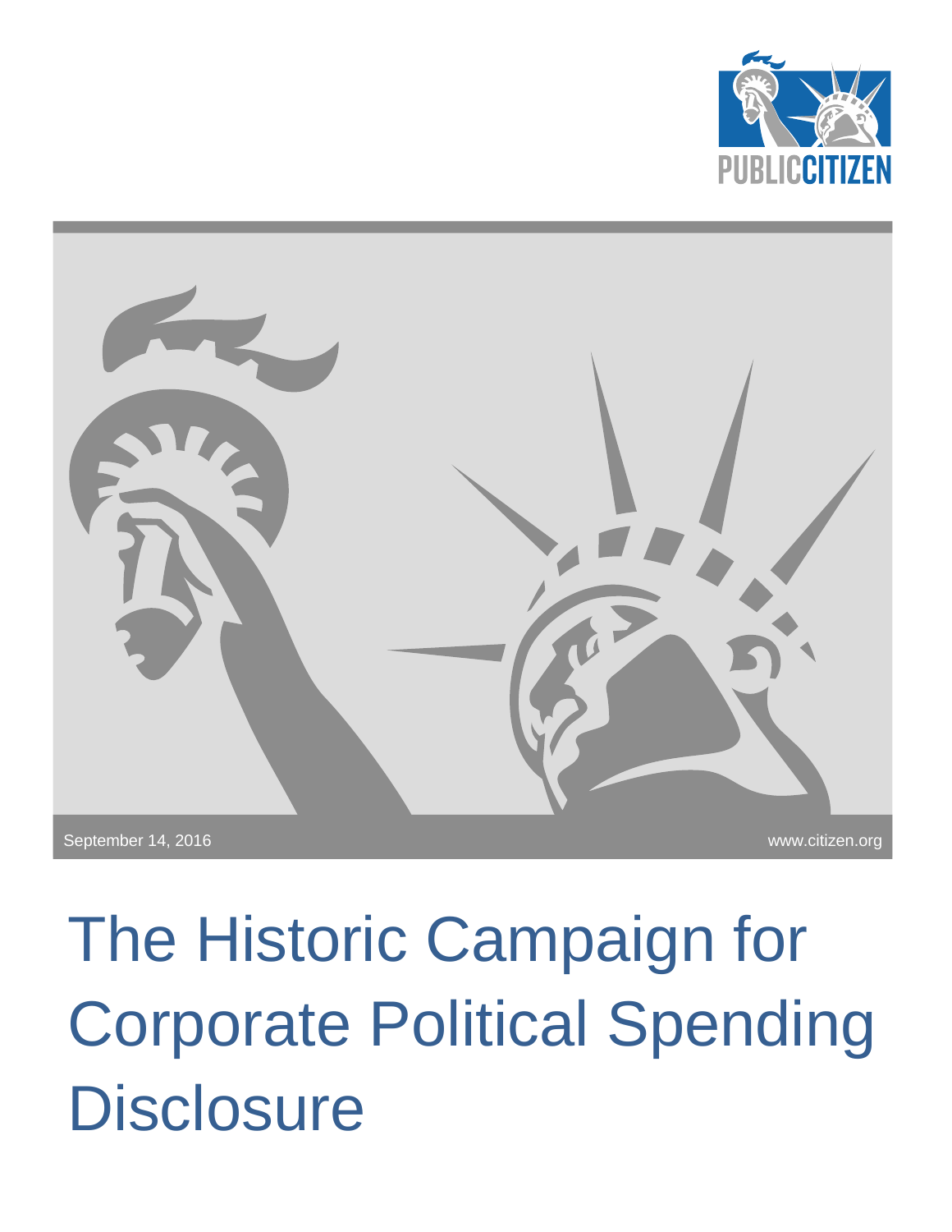PUBLIC CITIZEN

September 14, 2016

www.citizen.org

# The Historic Campaign for Corporate Political Spending Disclosure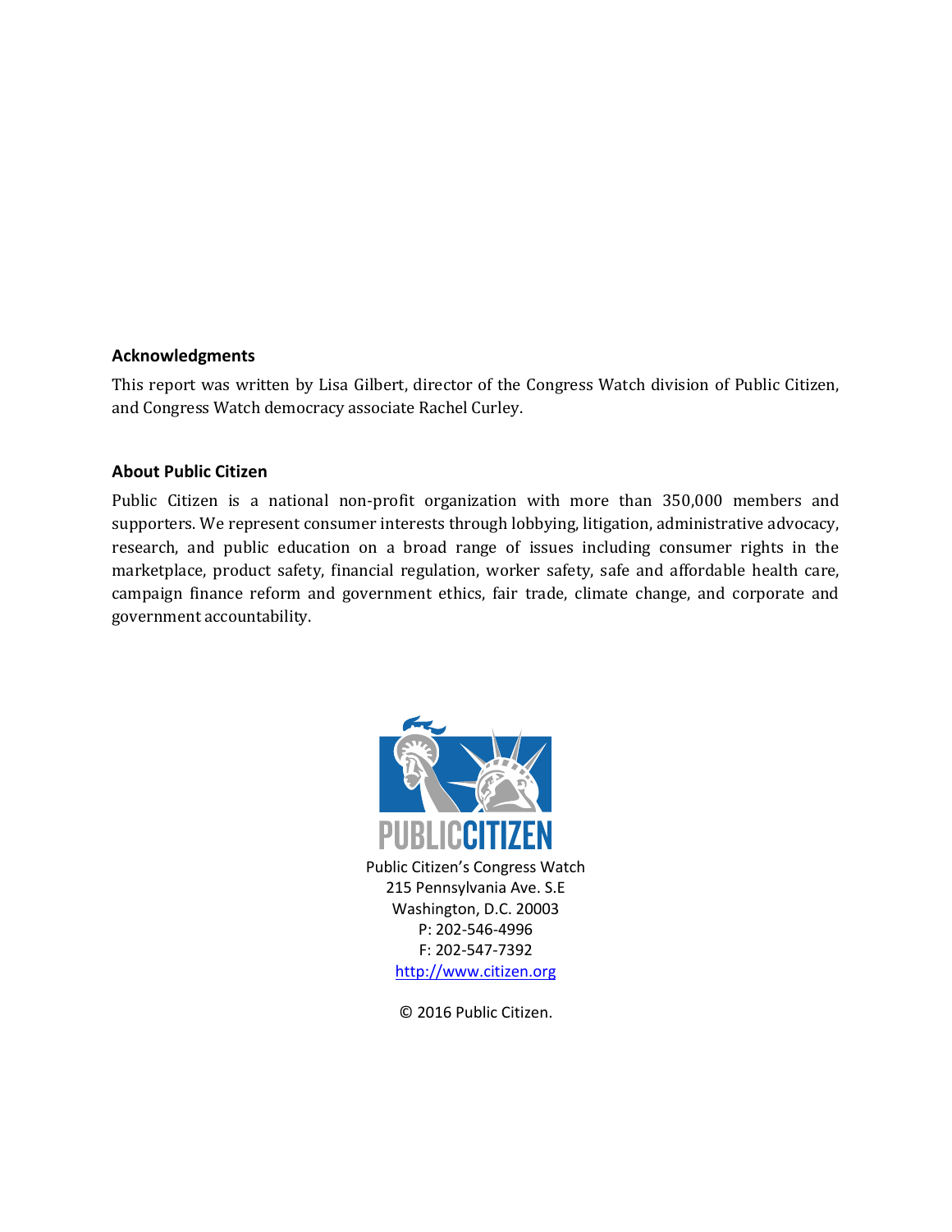### Acknowledgments

This report was written by Lisa Gilbert, director of the Congress Watch division of Public Citizen, and Congress Watch democracy associate Rachel Curley.

### About Public Citizen

Public Citizen is a national non-profit organization with more than 350,000 members and supporters. We represent consumer interests through lobbying, litigation, administrative advocacy, research, and public education on a broad range of issues including consumer rights in the marketplace, product safety, financial regulation, worker safety, safe and affordable health care, campaign finance reform and government ethics, fair trade, climate change, and corporate and government accountability.

PUBLICCITIZEN

Public Citizen's Congress Watch
215 Pennsylvania Ave. S.E
Washington, D.C. 20003
P: 202-546-4996
F: 202-547-7392
http://www.citizen.org

© 2016 Public Citizen.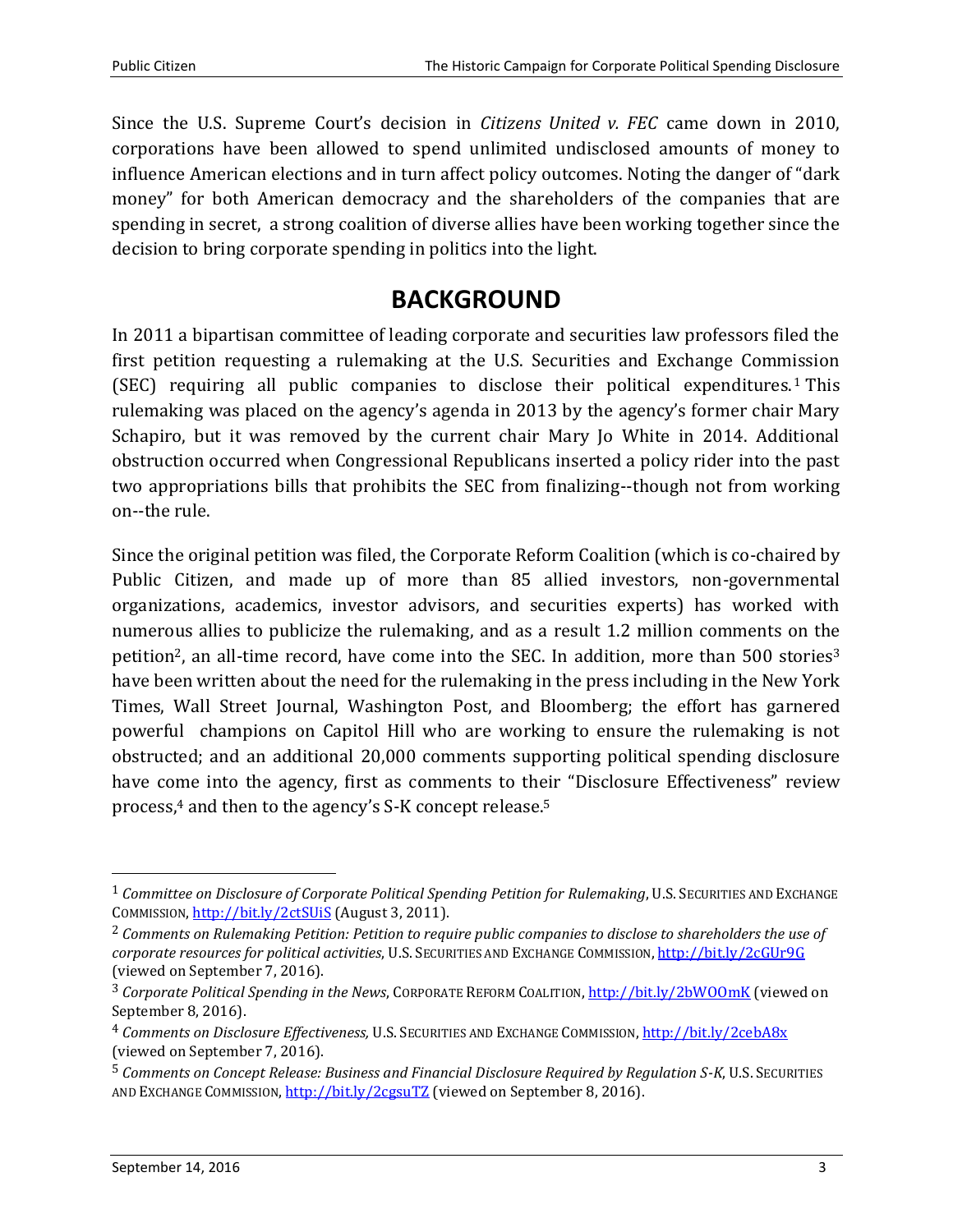Since the U.S. Supreme Court's decision in *Citizens United v. FEC* came down in 2010, corporations have been allowed to spend unlimited undisclosed amounts of money to influence American elections and in turn affect policy outcomes. Noting the danger of "dark money" for both American democracy and the shareholders of the companies that are spending in secret, a strong coalition of diverse allies have been working together since the decision to bring corporate spending in politics into the light.

## BACKGROUND

In 2011 a bipartisan committee of leading corporate and securities law professors filed the first petition requesting a rulemaking at the U.S. Securities and Exchange Commission (SEC) requiring all public companies to disclose their political expenditures.[1] This rulemaking was placed on the agency's agenda in 2013 by the agency's former chair Mary Schapiro, but it was removed by the current chair Mary Jo White in 2014. Additional obstruction occurred when Congressional Republicans inserted a policy rider into the past two appropriations bills that prohibits the SEC from finalizing--though not from working on--the rule.

Since the original petition was filed, the Corporate Reform Coalition (which is co-chaired by Public Citizen, and made up of more than 85 allied investors, non-governmental organizations, academics, investor advisors, and securities experts) has worked with numerous allies to publicize the rulemaking, and as a result 1.2 million comments on the petition[2], an all-time record, have come into the SEC. In addition, more than 500 stories[3] have been written about the need for the rulemaking in the press including in the New York Times, Wall Street Journal, Washington Post, and Bloomberg; the effort has garnered powerful champions on Capitol Hill who are working to ensure the rulemaking is not obstructed; and an additional 20,000 comments supporting political spending disclosure have come into the agency, first as comments to their "Disclosure Effectiveness" review process,[4] and then to the agency's S-K concept release.[5]

---

[1] *Committee on Disclosure of Corporate Political Spending Petition for Rulemaking*, U.S. SECURITIES AND EXCHANGE COMMISSION, http://bit.ly/2ctSUiS (August 3, 2011).

[2] *Comments on Rulemaking Petition: Petition to require public companies to disclose to shareholders the use of corporate resources for political activities*, U.S. SECURITIES AND EXCHANGE COMMISSION, http://bit.ly/2cGUr9G (viewed on September 7, 2016).

[3] *Corporate Political Spending in the News*, CORPORATE REFORM COALITION, http://bit.ly/2bWOOmK (viewed on September 8, 2016).

[4] *Comments on Disclosure Effectiveness,* U.S. SECURITIES AND EXCHANGE COMMISSION, http://bit.ly/2cebA8x (viewed on September 7, 2016).

[5] *Comments on Concept Release: Business and Financial Disclosure Required by Regulation S-K*, U.S. SECURITIES AND EXCHANGE COMMISSION, http://bit.ly/2cgsuTZ (viewed on September 8, 2016).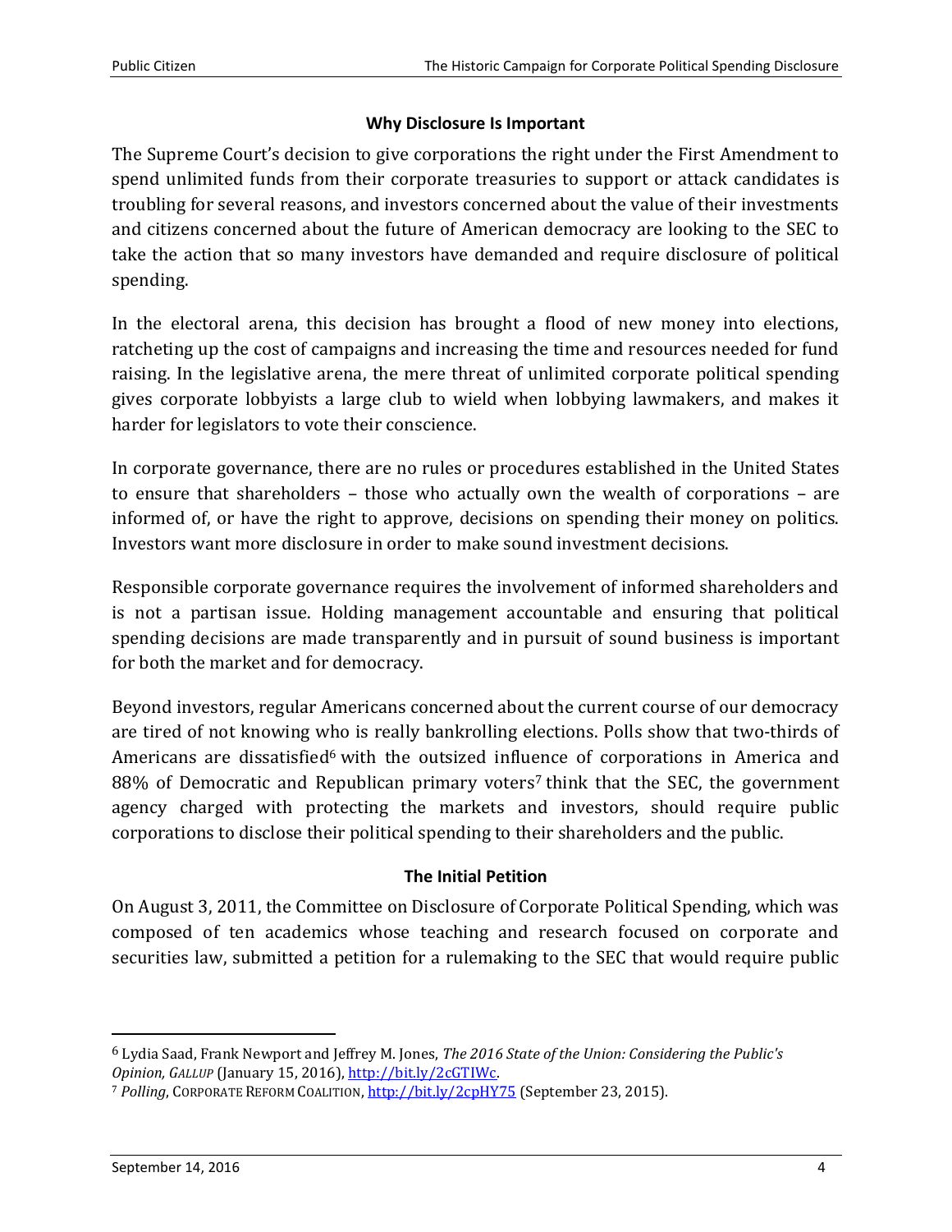## Why Disclosure Is Important

The Supreme Court's decision to give corporations the right under the First Amendment to spend unlimited funds from their corporate treasuries to support or attack candidates is troubling for several reasons, and investors concerned about the value of their investments and citizens concerned about the future of American democracy are looking to the SEC to take the action that so many investors have demanded and require disclosure of political spending.

In the electoral arena, this decision has brought a flood of new money into elections, ratcheting up the cost of campaigns and increasing the time and resources needed for fund raising. In the legislative arena, the mere threat of unlimited corporate political spending gives corporate lobbyists a large club to wield when lobbying lawmakers, and makes it harder for legislators to vote their conscience.

In corporate governance, there are no rules or procedures established in the United States to ensure that shareholders – those who actually own the wealth of corporations – are informed of, or have the right to approve, decisions on spending their money on politics. Investors want more disclosure in order to make sound investment decisions.

Responsible corporate governance requires the involvement of informed shareholders and is not a partisan issue. Holding management accountable and ensuring that political spending decisions are made transparently and in pursuit of sound business is important for both the market and for democracy.

Beyond investors, regular Americans concerned about the current course of our democracy are tired of not knowing who is really bankrolling elections. Polls show that two-thirds of Americans are dissatisfied[6] with the outsized influence of corporations in America and 88% of Democratic and Republican primary voters[7] think that the SEC, the government agency charged with protecting the markets and investors, should require public corporations to disclose their political spending to their shareholders and the public.

## The Initial Petition

On August 3, 2011, the Committee on Disclosure of Corporate Political Spending, which was composed of ten academics whose teaching and research focused on corporate and securities law, submitted a petition for a rulemaking to the SEC that would require public

---

[6] Lydia Saad, Frank Newport and Jeffrey M. Jones, *The 2016 State of the Union: Considering the Public's Opinion, GALLUP* (January 15, 2016), http://bit.ly/2cGTIWc.

[7] *Polling*, CORPORATE REFORM COALITION, http://bit.ly/2cpHY75 (September 23, 2015).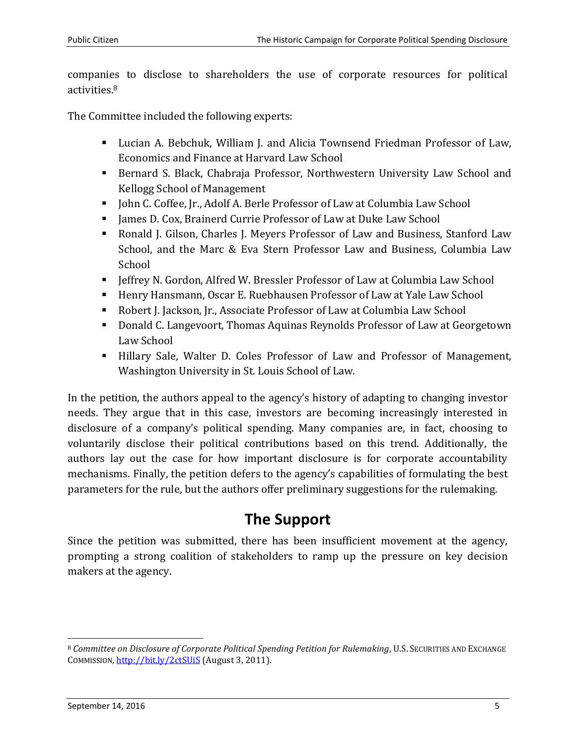companies to disclose to shareholders the use of corporate resources for political activities.[8]

The Committee included the following experts:

- Lucian A. Bebchuk, William J. and Alicia Townsend Friedman Professor of Law, Economics and Finance at Harvard Law School
- Bernard S. Black, Chabraja Professor, Northwestern University Law School and Kellogg School of Management
- John C. Coffee, Jr., Adolf A. Berle Professor of Law at Columbia Law School
- James D. Cox, Brainerd Currie Professor of Law at Duke Law School
- Ronald J. Gilson, Charles J. Meyers Professor of Law and Business, Stanford Law School, and the Marc & Eva Stern Professor Law and Business, Columbia Law School
- Jeffrey N. Gordon, Alfred W. Bressler Professor of Law at Columbia Law School
- Henry Hansmann, Oscar E. Ruebhausen Professor of Law at Yale Law School
- Robert J. Jackson, Jr., Associate Professor of Law at Columbia Law School
- Donald C. Langevoort, Thomas Aquinas Reynolds Professor of Law at Georgetown Law School
- Hillary Sale, Walter D. Coles Professor of Law and Professor of Management, Washington University in St. Louis School of Law.

In the petition, the authors appeal to the agency's history of adapting to changing investor needs. They argue that in this case, investors are becoming increasingly interested in disclosure of a company's political spending. Many companies are, in fact, choosing to voluntarily disclose their political contributions based on this trend. Additionally, the authors lay out the case for how important disclosure is for corporate accountability mechanisms. Finally, the petition defers to the agency's capabilities of formulating the best parameters for the rule, but the authors offer preliminary suggestions for the rulemaking.

## The Support

Since the petition was submitted, there has been insufficient movement at the agency, prompting a strong coalition of stakeholders to ramp up the pressure on key decision makers at the agency.

---

[8] *Committee on Disclosure of Corporate Political Spending Petition for Rulemaking*, U.S. SECURITIES AND EXCHANGE COMMISSION, http://bit.ly/2ctSUiS (August 3, 2011).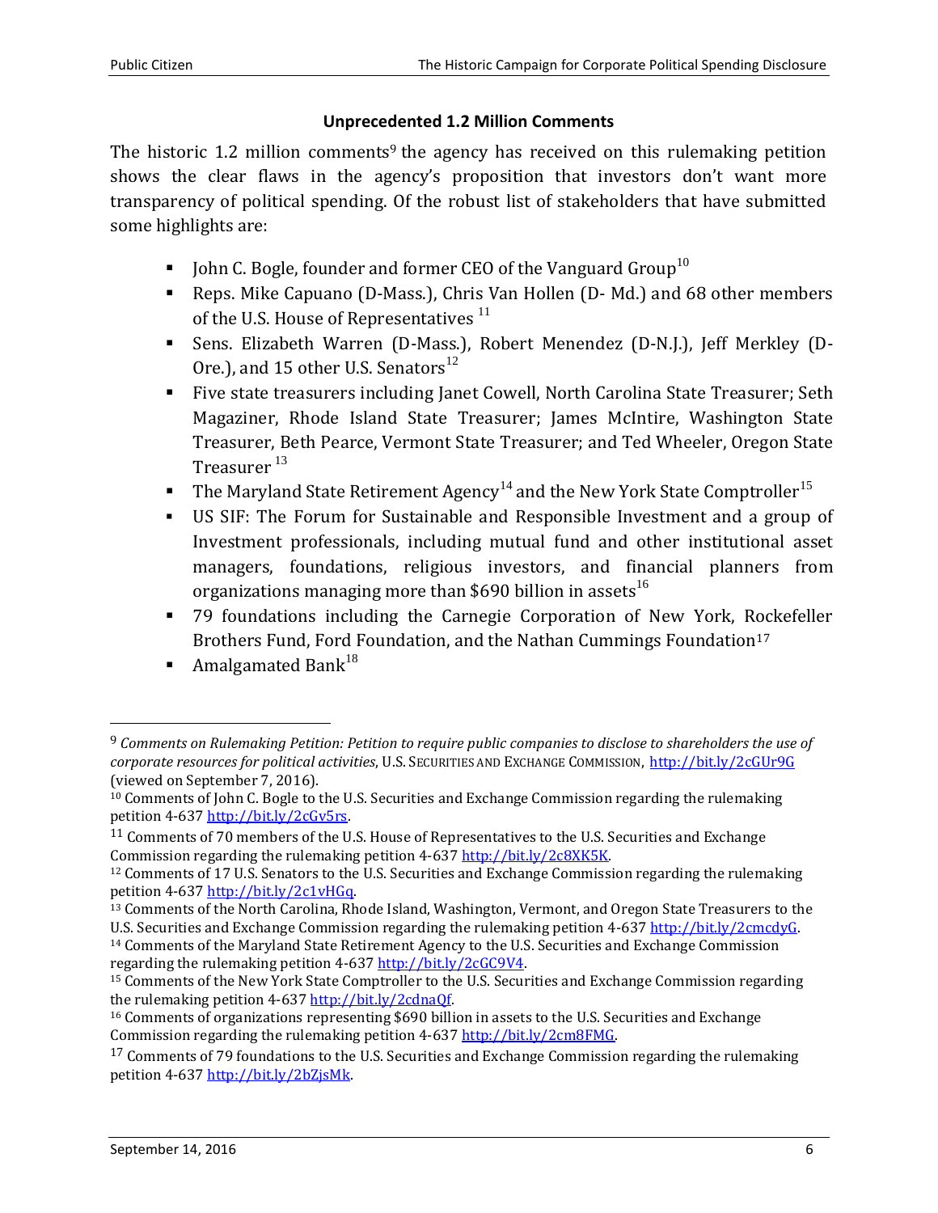**Unprecedented 1.2 Million Comments**

The historic 1.2 million comments[9] the agency has received on this rulemaking petition shows the clear flaws in the agency's proposition that investors don't want more transparency of political spending. Of the robust list of stakeholders that have submitted some highlights are:

- John C. Bogle, founder and former CEO of the Vanguard Group[10]
- Reps. Mike Capuano (D-Mass.), Chris Van Hollen (D- Md.) and 68 other members of the U.S. House of Representatives [11]
- Sens. Elizabeth Warren (D-Mass.), Robert Menendez (D-N.J.), Jeff Merkley (D-Ore.), and 15 other U.S. Senators[12]
- Five state treasurers including Janet Cowell, North Carolina State Treasurer; Seth Magaziner, Rhode Island State Treasurer; James McIntire, Washington State Treasurer, Beth Pearce, Vermont State Treasurer; and Ted Wheeler, Oregon State Treasurer [13]
- The Maryland State Retirement Agency[14] and the New York State Comptroller[15]
- US SIF: The Forum for Sustainable and Responsible Investment and a group of Investment professionals, including mutual fund and other institutional asset managers, foundations, religious investors, and financial planners from organizations managing more than $690 billion in assets[16]
- 79 foundations including the Carnegie Corporation of New York, Rockefeller Brothers Fund, Ford Foundation, and the Nathan Cummings Foundation[17]
- Amalgamated Bank[18]

---

[9] *Comments on Rulemaking Petition: Petition to require public companies to disclose to shareholders the use of corporate resources for political activities*, U.S. SECURITIES AND EXCHANGE COMMISSION, http://bit.ly/2cGUr9G (viewed on September 7, 2016).

[10] Comments of John C. Bogle to the U.S. Securities and Exchange Commission regarding the rulemaking petition 4-637 http://bit.ly/2cGv5rs.

[11] Comments of 70 members of the U.S. House of Representatives to the U.S. Securities and Exchange Commission regarding the rulemaking petition 4-637 http://bit.ly/2c8XK5K.

[12] Comments of 17 U.S. Senators to the U.S. Securities and Exchange Commission regarding the rulemaking petition 4-637 http://bit.ly/2c1vHGq.

[13] Comments of the North Carolina, Rhode Island, Washington, Vermont, and Oregon State Treasurers to the U.S. Securities and Exchange Commission regarding the rulemaking petition 4-637 http://bit.ly/2cmcdyG.

[14] Comments of the Maryland State Retirement Agency to the U.S. Securities and Exchange Commission regarding the rulemaking petition 4-637 http://bit.ly/2cGC9V4.

[15] Comments of the New York State Comptroller to the U.S. Securities and Exchange Commission regarding the rulemaking petition 4-637 http://bit.ly/2cdnaQf.

[16] Comments of organizations representing $690 billion in assets to the U.S. Securities and Exchange Commission regarding the rulemaking petition 4-637 http://bit.ly/2cm8FMG.

[17] Comments of 79 foundations to the U.S. Securities and Exchange Commission regarding the rulemaking petition 4-637 http://bit.ly/2bZjsMk.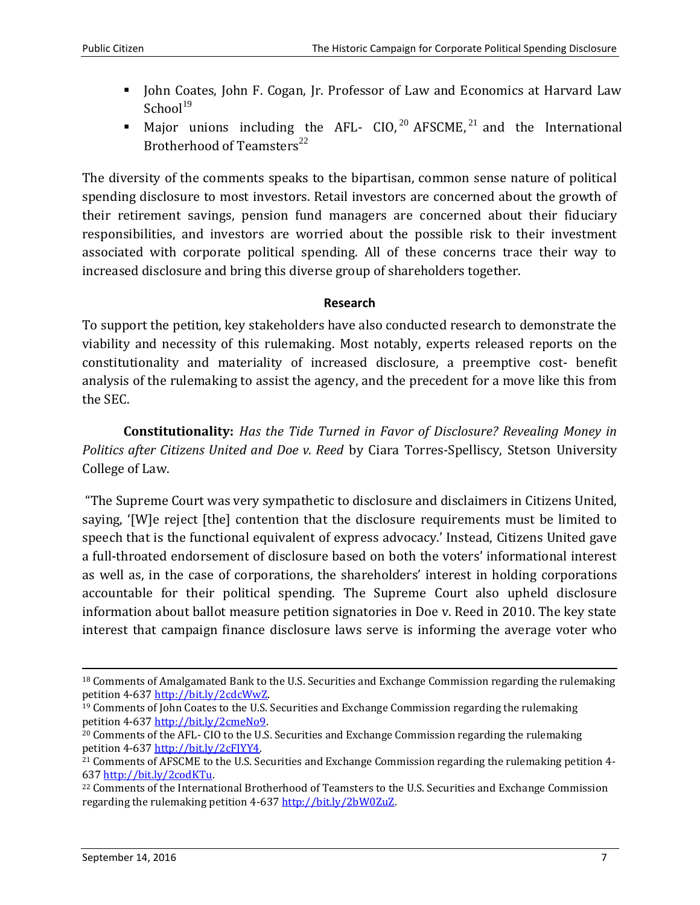- John Coates, John F. Cogan, Jr. Professor of Law and Economics at Harvard Law School[19]
- Major unions including the AFL- CIO,[20] AFSCME,[21] and the International Brotherhood of Teamsters[22]

The diversity of the comments speaks to the bipartisan, common sense nature of political spending disclosure to most investors. Retail investors are concerned about the growth of their retirement savings, pension fund managers are concerned about their fiduciary responsibilities, and investors are worried about the possible risk to their investment associated with corporate political spending. All of these concerns trace their way to increased disclosure and bring this diverse group of shareholders together.

**Research**

To support the petition, key stakeholders have also conducted research to demonstrate the viability and necessity of this rulemaking. Most notably, experts released reports on the constitutionality and materiality of increased disclosure, a preemptive cost- benefit analysis of the rulemaking to assist the agency, and the precedent for a move like this from the SEC.

**Constitutionality:** *Has the Tide Turned in Favor of Disclosure? Revealing Money in Politics after Citizens United and Doe v. Reed* by Ciara Torres-Spelliscy, Stetson University College of Law.

"The Supreme Court was very sympathetic to disclosure and disclaimers in Citizens United, saying, '[W]e reject [the] contention that the disclosure requirements must be limited to speech that is the functional equivalent of express advocacy.' Instead, Citizens United gave a full-throated endorsement of disclosure based on both the voters' informational interest as well as, in the case of corporations, the shareholders' interest in holding corporations accountable for their political spending. The Supreme Court also upheld disclosure information about ballot measure petition signatories in Doe v. Reed in 2010. The key state interest that campaign finance disclosure laws serve is informing the average voter who

---

[18] Comments of Amalgamated Bank to the U.S. Securities and Exchange Commission regarding the rulemaking petition 4-637 http://bit.ly/2cdcWwZ.

[19] Comments of John Coates to the U.S. Securities and Exchange Commission regarding the rulemaking petition 4-637 http://bit.ly/2cmeNo9.

[20] Comments of the AFL- CIO to the U.S. Securities and Exchange Commission regarding the rulemaking petition 4-637 http://bit.ly/2cFJYY4.

[21] Comments of AFSCME to the U.S. Securities and Exchange Commission regarding the rulemaking petition 4-637 http://bit.ly/2codKTu.

[22] Comments of the International Brotherhood of Teamsters to the U.S. Securities and Exchange Commission regarding the rulemaking petition 4-637 http://bit.ly/2bW0ZuZ.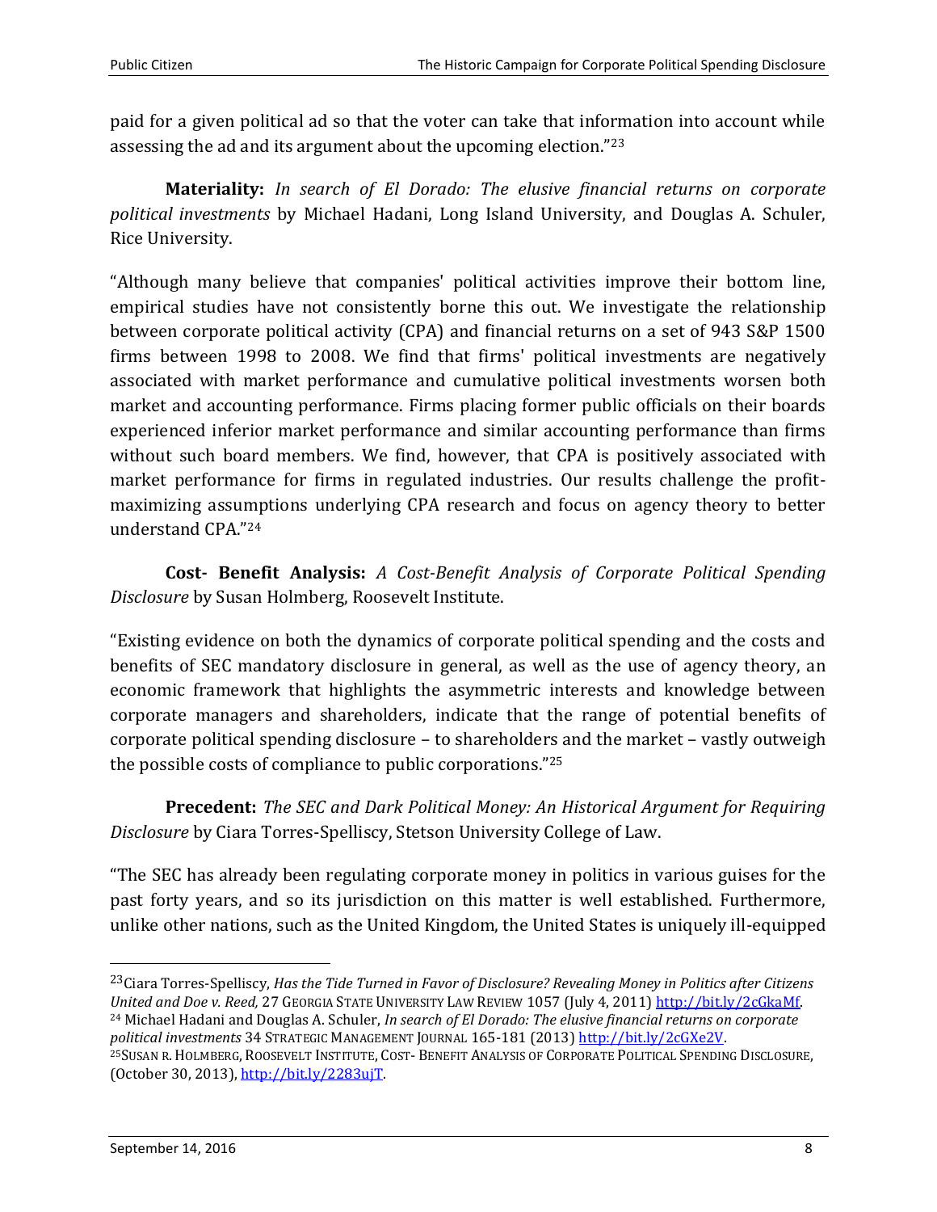paid for a given political ad so that the voter can take that information into account while assessing the ad and its argument about the upcoming election."[23]

**Materiality:** *In search of El Dorado: The elusive financial returns on corporate political investments* by Michael Hadani, Long Island University, and Douglas A. Schuler, Rice University.

"Although many believe that companies' political activities improve their bottom line, empirical studies have not consistently borne this out. We investigate the relationship between corporate political activity (CPA) and financial returns on a set of 943 S&P 1500 firms between 1998 to 2008. We find that firms' political investments are negatively associated with market performance and cumulative political investments worsen both market and accounting performance. Firms placing former public officials on their boards experienced inferior market performance and similar accounting performance than firms without such board members. We find, however, that CPA is positively associated with market performance for firms in regulated industries. Our results challenge the profit-maximizing assumptions underlying CPA research and focus on agency theory to better understand CPA."[24]

**Cost- Benefit Analysis:** *A Cost-Benefit Analysis of Corporate Political Spending Disclosure* by Susan Holmberg, Roosevelt Institute.

"Existing evidence on both the dynamics of corporate political spending and the costs and benefits of SEC mandatory disclosure in general, as well as the use of agency theory, an economic framework that highlights the asymmetric interests and knowledge between corporate managers and shareholders, indicate that the range of potential benefits of corporate political spending disclosure – to shareholders and the market – vastly outweigh the possible costs of compliance to public corporations."[25]

**Precedent:** *The SEC and Dark Political Money: An Historical Argument for Requiring Disclosure* by Ciara Torres-Spelliscy, Stetson University College of Law.

"The SEC has already been regulating corporate money in politics in various guises for the past forty years, and so its jurisdiction on this matter is well established. Furthermore, unlike other nations, such as the United Kingdom, the United States is uniquely ill-equipped

---

[23] Ciara Torres-Spelliscy, *Has the Tide Turned in Favor of Disclosure? Revealing Money in Politics after Citizens United and Doe v. Reed,* 27 GEORGIA STATE UNIVERSITY LAW REVIEW 1057 (July 4, 2011) http://bit.ly/2cGkaMf.

[24] Michael Hadani and Douglas A. Schuler, *In search of El Dorado: The elusive financial returns on corporate political investments* 34 STRATEGIC MANAGEMENT JOURNAL 165-181 (2013) http://bit.ly/2cGXe2V.

[25] SUSAN R. HOLMBERG, ROOSEVELT INSTITUTE, COST- BENEFIT ANALYSIS OF CORPORATE POLITICAL SPENDING DISCLOSURE, (October 30, 2013), http://bit.ly/2283ujT.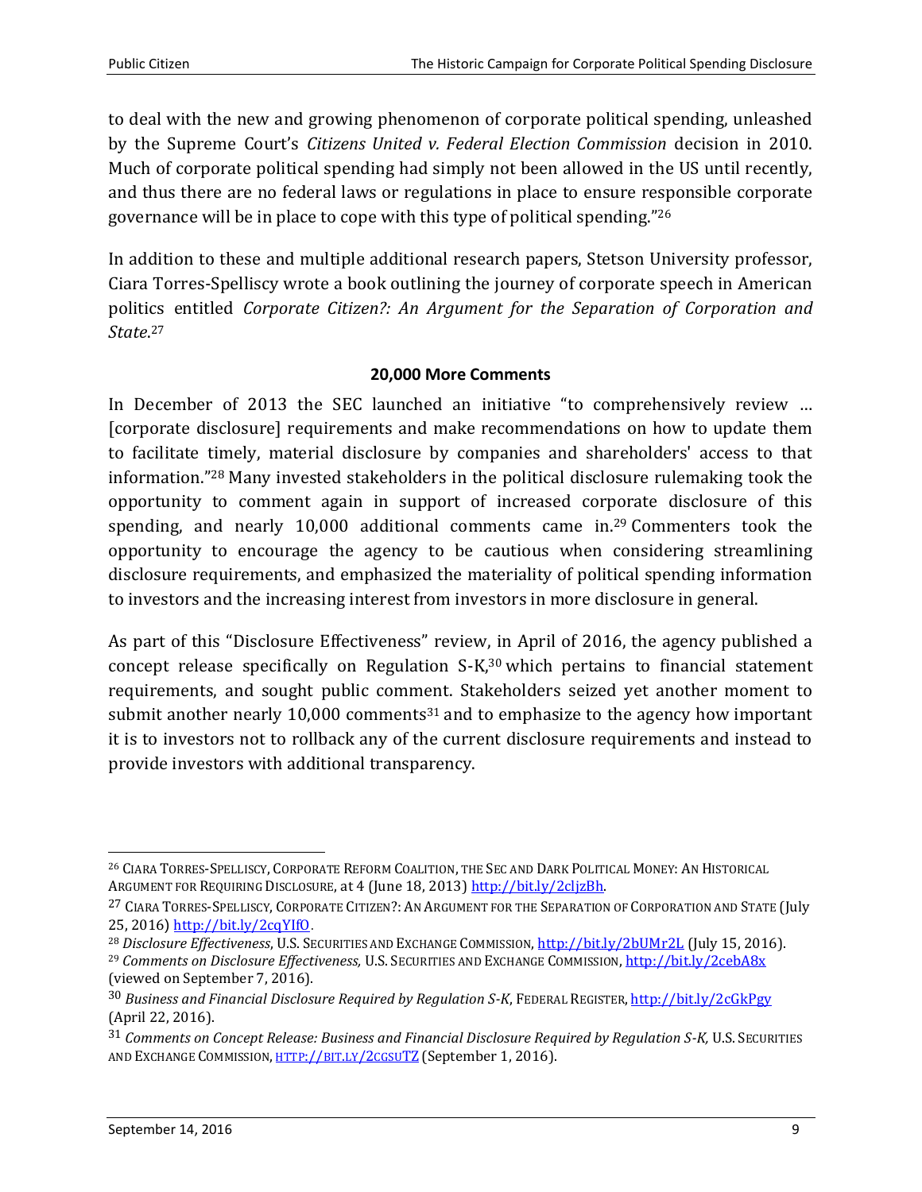to deal with the new and growing phenomenon of corporate political spending, unleashed by the Supreme Court's *Citizens United v. Federal Election Commission* decision in 2010. Much of corporate political spending had simply not been allowed in the US until recently, and thus there are no federal laws or regulations in place to ensure responsible corporate governance will be in place to cope with this type of political spending."[26]

In addition to these and multiple additional research papers, Stetson University professor, Ciara Torres-Spelliscy wrote a book outlining the journey of corporate speech in American politics entitled *Corporate Citizen?: An Argument for the Separation of Corporation and State*.[27]

### 20,000 More Comments

In December of 2013 the SEC launched an initiative "to comprehensively review … [corporate disclosure] requirements and make recommendations on how to update them to facilitate timely, material disclosure by companies and shareholders' access to that information."[28] Many invested stakeholders in the political disclosure rulemaking took the opportunity to comment again in support of increased corporate disclosure of this spending, and nearly 10,000 additional comments came in.[29] Commenters took the opportunity to encourage the agency to be cautious when considering streamlining disclosure requirements, and emphasized the materiality of political spending information to investors and the increasing interest from investors in more disclosure in general.

As part of this "Disclosure Effectiveness" review, in April of 2016, the agency published a concept release specifically on Regulation S-K,[30] which pertains to financial statement requirements, and sought public comment. Stakeholders seized yet another moment to submit another nearly 10,000 comments[31] and to emphasize to the agency how important it is to investors not to rollback any of the current disclosure requirements and instead to provide investors with additional transparency.

---

[26] Ciara Torres-Spelliscy, Corporate Reform Coalition, the SEC and Dark Political Money: An Historical Argument for Requiring Disclosure, at 4 (June 18, 2013) http://bit.ly/2cljzBh.

[27] Ciara Torres-Spelliscy, Corporate Citizen?: An Argument for the Separation of Corporation and State (July 25, 2016) http://bit.ly/2cqYIfO.

[28] *Disclosure Effectiveness*, U.S. Securities and Exchange Commission, http://bit.ly/2bUMr2L (July 15, 2016).

[29] *Comments on Disclosure Effectiveness,* U.S. Securities and Exchange Commission, http://bit.ly/2cebA8x (viewed on September 7, 2016).

[30] *Business and Financial Disclosure Required by Regulation S-K*, Federal Register, http://bit.ly/2cGkPgy (April 22, 2016).

[31] *Comments on Concept Release: Business and Financial Disclosure Required by Regulation S-K,* U.S. Securities and Exchange Commission, http://bit.ly/2cgsuTZ (September 1, 2016).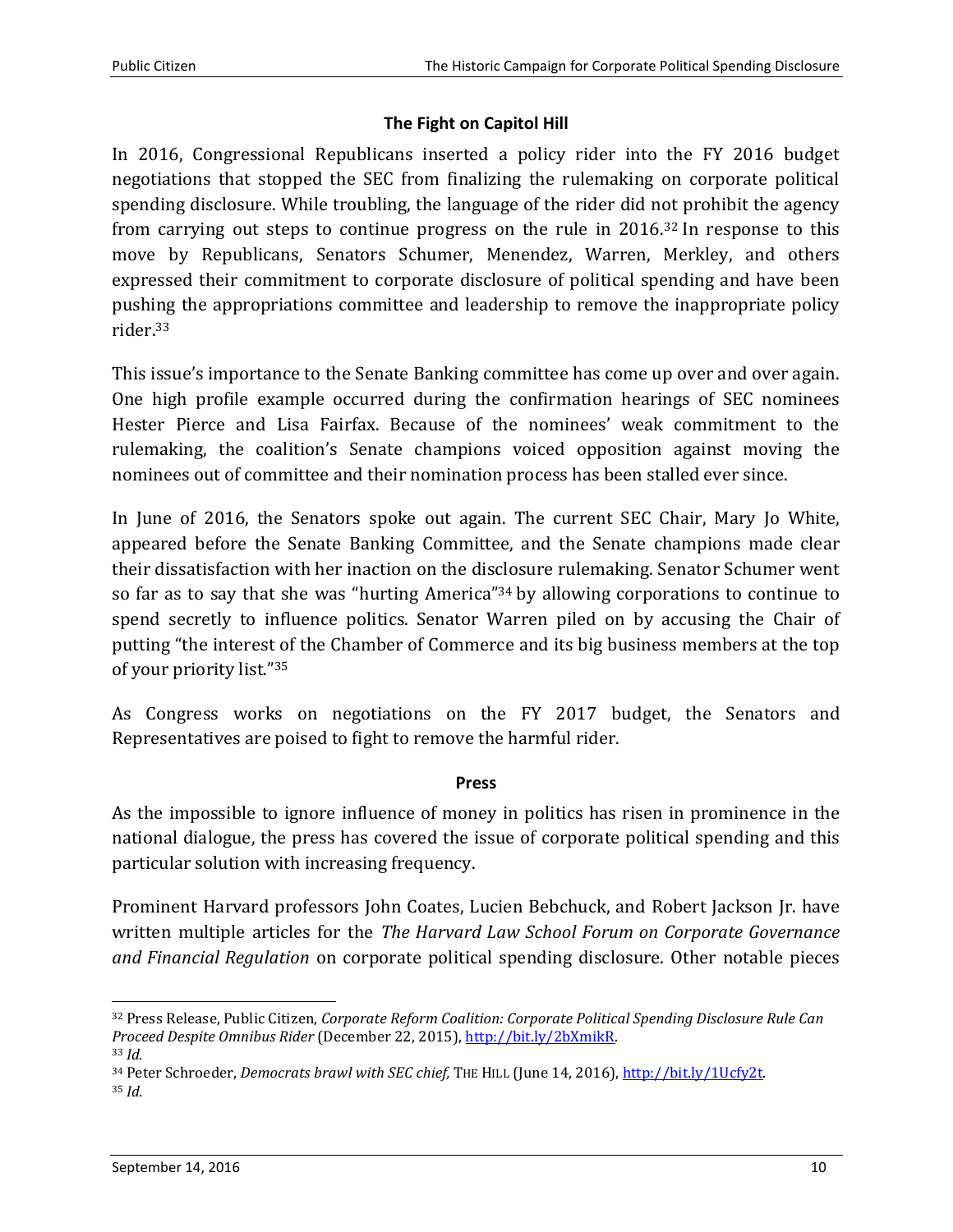### The Fight on Capitol Hill

In 2016, Congressional Republicans inserted a policy rider into the FY 2016 budget negotiations that stopped the SEC from finalizing the rulemaking on corporate political spending disclosure. While troubling, the language of the rider did not prohibit the agency from carrying out steps to continue progress on the rule in 2016.[32] In response to this move by Republicans, Senators Schumer, Menendez, Warren, Merkley, and others expressed their commitment to corporate disclosure of political spending and have been pushing the appropriations committee and leadership to remove the inappropriate policy rider.[33]

This issue's importance to the Senate Banking committee has come up over and over again. One high profile example occurred during the confirmation hearings of SEC nominees Hester Pierce and Lisa Fairfax. Because of the nominees' weak commitment to the rulemaking, the coalition's Senate champions voiced opposition against moving the nominees out of committee and their nomination process has been stalled ever since.

In June of 2016, the Senators spoke out again. The current SEC Chair, Mary Jo White, appeared before the Senate Banking Committee, and the Senate champions made clear their dissatisfaction with her inaction on the disclosure rulemaking. Senator Schumer went so far as to say that she was "hurting America"[34] by allowing corporations to continue to spend secretly to influence politics. Senator Warren piled on by accusing the Chair of putting "the interest of the Chamber of Commerce and its big business members at the top of your priority list."[35]

As Congress works on negotiations on the FY 2017 budget, the Senators and Representatives are poised to fight to remove the harmful rider.

### Press

As the impossible to ignore influence of money in politics has risen in prominence in the national dialogue, the press has covered the issue of corporate political spending and this particular solution with increasing frequency.

Prominent Harvard professors John Coates, Lucien Bebchuck, and Robert Jackson Jr. have written multiple articles for the *The Harvard Law School Forum on Corporate Governance and Financial Regulation* on corporate political spending disclosure. Other notable pieces

---

[32] Press Release, Public Citizen, *Corporate Reform Coalition: Corporate Political Spending Disclosure Rule Can Proceed Despite Omnibus Rider* (December 22, 2015), http://bit.ly/2bXmikR.

[33] *Id.*

[34] Peter Schroeder, *Democrats brawl with SEC chief,* THE HILL (June 14, 2016), http://bit.ly/1Ucfy2t.

[35] *Id.*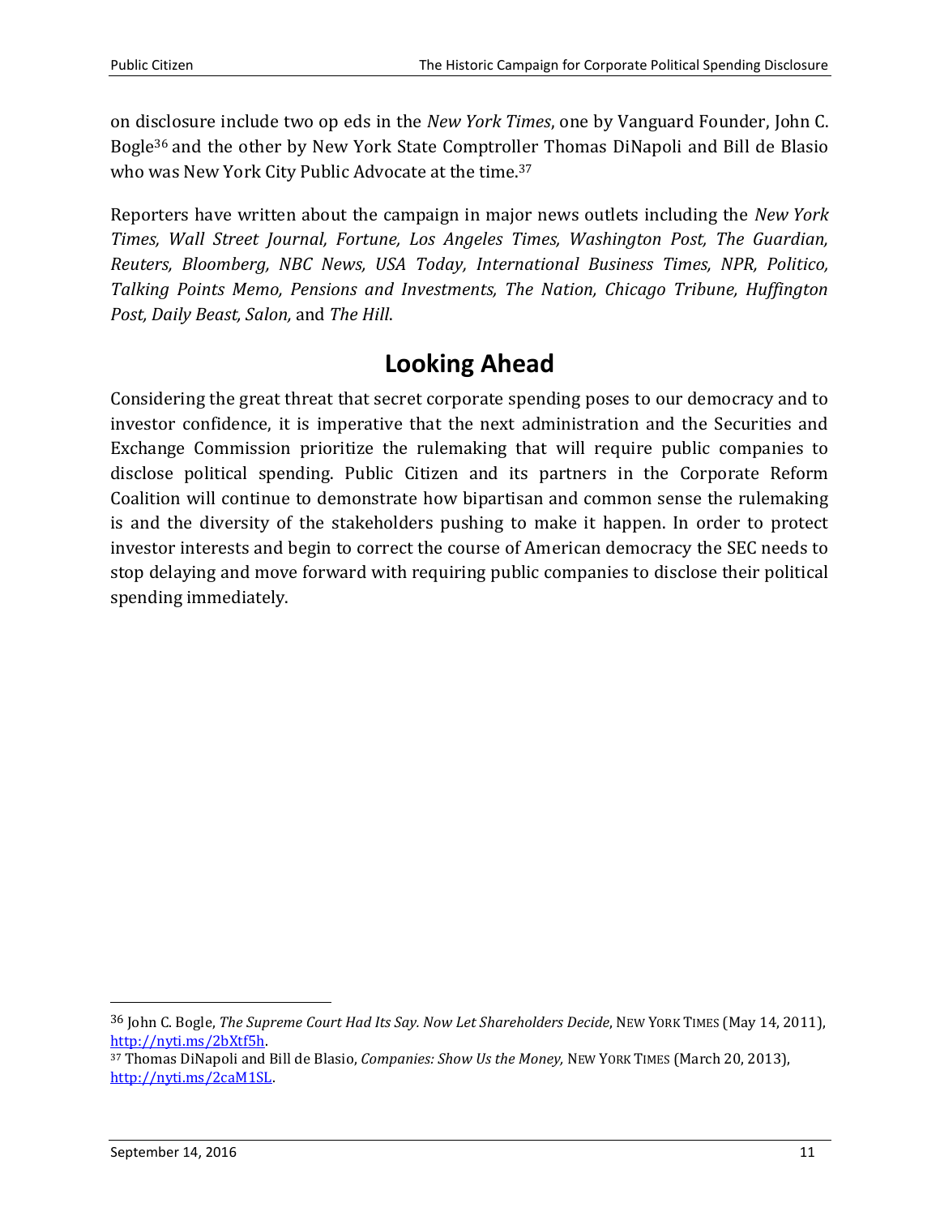on disclosure include two op eds in the *New York Times*, one by Vanguard Founder, John C. Bogle[36] and the other by New York State Comptroller Thomas DiNapoli and Bill de Blasio who was New York City Public Advocate at the time.[37]

Reporters have written about the campaign in major news outlets including the *New York Times, Wall Street Journal, Fortune, Los Angeles Times, Washington Post, The Guardian, Reuters, Bloomberg, NBC News, USA Today, International Business Times, NPR, Politico, Talking Points Memo, Pensions and Investments, The Nation, Chicago Tribune, Huffington Post, Daily Beast, Salon,* and *The Hill*.

## Looking Ahead

Considering the great threat that secret corporate spending poses to our democracy and to investor confidence, it is imperative that the next administration and the Securities and Exchange Commission prioritize the rulemaking that will require public companies to disclose political spending. Public Citizen and its partners in the Corporate Reform Coalition will continue to demonstrate how bipartisan and common sense the rulemaking is and the diversity of the stakeholders pushing to make it happen. In order to protect investor interests and begin to correct the course of American democracy the SEC needs to stop delaying and move forward with requiring public companies to disclose their political spending immediately.

---

[36] John C. Bogle, *The Supreme Court Had Its Say. Now Let Shareholders Decide*, NEW YORK TIMES (May 14, 2011), http://nyti.ms/2bXtf5h.

[37] Thomas DiNapoli and Bill de Blasio, *Companies: Show Us the Money,* NEW YORK TIMES (March 20, 2013), http://nyti.ms/2caM1SL.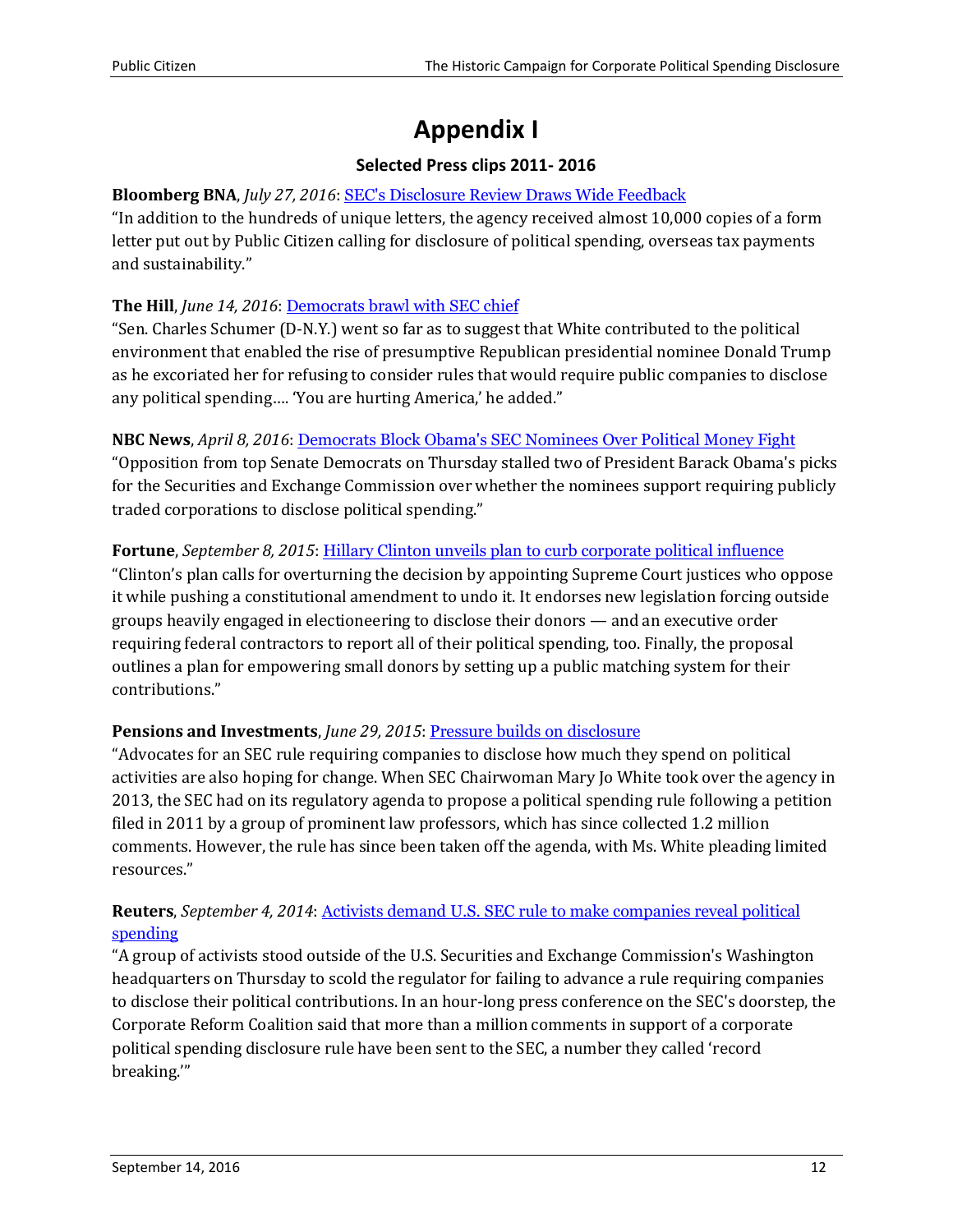# Appendix I

### Selected Press clips 2011- 2016

**Bloomberg BNA**, *July 27, 2016*: [SEC's Disclosure Review Draws Wide Feedback]
"In addition to the hundreds of unique letters, the agency received almost 10,000 copies of a form letter put out by Public Citizen calling for disclosure of political spending, overseas tax payments and sustainability."

**The Hill**, *June 14, 2016*: [Democrats brawl with SEC chief]
"Sen. Charles Schumer (D-N.Y.) went so far as to suggest that White contributed to the political environment that enabled the rise of presumptive Republican presidential nominee Donald Trump as he excoriated her for refusing to consider rules that would require public companies to disclose any political spending.... 'You are hurting America,' he added."

**NBC News**, *April 8, 2016*: [Democrats Block Obama's SEC Nominees Over Political Money Fight]
"Opposition from top Senate Democrats on Thursday stalled two of President Barack Obama's picks for the Securities and Exchange Commission over whether the nominees support requiring publicly traded corporations to disclose political spending."

**Fortune**, *September 8, 2015*: [Hillary Clinton unveils plan to curb corporate political influence]
"Clinton's plan calls for overturning the decision by appointing Supreme Court justices who oppose it while pushing a constitutional amendment to undo it. It endorses new legislation forcing outside groups heavily engaged in electioneering to disclose their donors — and an executive order requiring federal contractors to report all of their political spending, too. Finally, the proposal outlines a plan for empowering small donors by setting up a public matching system for their contributions."

**Pensions and Investments**, *June 29, 2015*: [Pressure builds on disclosure]
"Advocates for an SEC rule requiring companies to disclose how much they spend on political activities are also hoping for change. When SEC Chairwoman Mary Jo White took over the agency in 2013, the SEC had on its regulatory agenda to propose a political spending rule following a petition filed in 2011 by a group of prominent law professors, which has since collected 1.2 million comments. However, the rule has since been taken off the agenda, with Ms. White pleading limited resources."

**Reuters**, *September 4, 2014*: [Activists demand U.S. SEC rule to make companies reveal political spending]
"A group of activists stood outside of the U.S. Securities and Exchange Commission's Washington headquarters on Thursday to scold the regulator for failing to advance a rule requiring companies to disclose their political contributions. In an hour-long press conference on the SEC's doorstep, the Corporate Reform Coalition said that more than a million comments in support of a corporate political spending disclosure rule have been sent to the SEC, a number they called 'record breaking.'"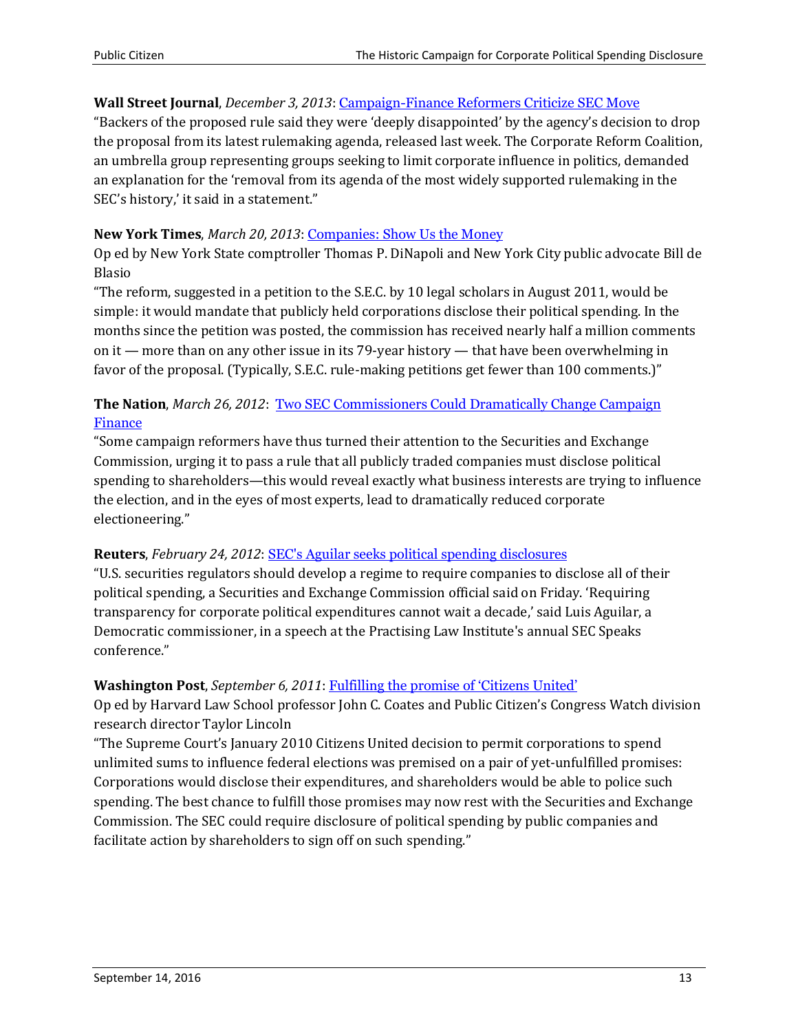**Wall Street Journal**, *December 3, 2013*: [Campaign-Finance Reformers Criticize SEC Move]

"Backers of the proposed rule said they were 'deeply disappointed' by the agency's decision to drop the proposal from its latest rulemaking agenda, released last week. The Corporate Reform Coalition, an umbrella group representing groups seeking to limit corporate influence in politics, demanded an explanation for the 'removal from its agenda of the most widely supported rulemaking in the SEC's history,' it said in a statement."

**New York Times**, *March 20, 2013*: [Companies: Show Us the Money]

Op ed by New York State comptroller Thomas P. DiNapoli and New York City public advocate Bill de Blasio

"The reform, suggested in a petition to the S.E.C. by 10 legal scholars in August 2011, would be simple: it would mandate that publicly held corporations disclose their political spending. In the months since the petition was posted, the commission has received nearly half a million comments on it — more than on any other issue in its 79-year history — that have been overwhelming in favor of the proposal. (Typically, S.E.C. rule-making petitions get fewer than 100 comments.)"

**The Nation**, *March 26, 2012*: [Two SEC Commissioners Could Dramatically Change Campaign Finance]

"Some campaign reformers have thus turned their attention to the Securities and Exchange Commission, urging it to pass a rule that all publicly traded companies must disclose political spending to shareholders—this would reveal exactly what business interests are trying to influence the election, and in the eyes of most experts, lead to dramatically reduced corporate electioneering."

**Reuters**, *February 24, 2012*: [SEC's Aguilar seeks political spending disclosures]

"U.S. securities regulators should develop a regime to require companies to disclose all of their political spending, a Securities and Exchange Commission official said on Friday. 'Requiring transparency for corporate political expenditures cannot wait a decade,' said Luis Aguilar, a Democratic commissioner, in a speech at the Practising Law Institute's annual SEC Speaks conference."

**Washington Post**, *September 6, 2011*: [Fulfilling the promise of 'Citizens United']

Op ed by Harvard Law School professor John C. Coates and Public Citizen's Congress Watch division research director Taylor Lincoln

"The Supreme Court's January 2010 Citizens United decision to permit corporations to spend unlimited sums to influence federal elections was premised on a pair of yet-unfulfilled promises: Corporations would disclose their expenditures, and shareholders would be able to police such spending. The best chance to fulfill those promises may now rest with the Securities and Exchange Commission. The SEC could require disclosure of political spending by public companies and facilitate action by shareholders to sign off on such spending."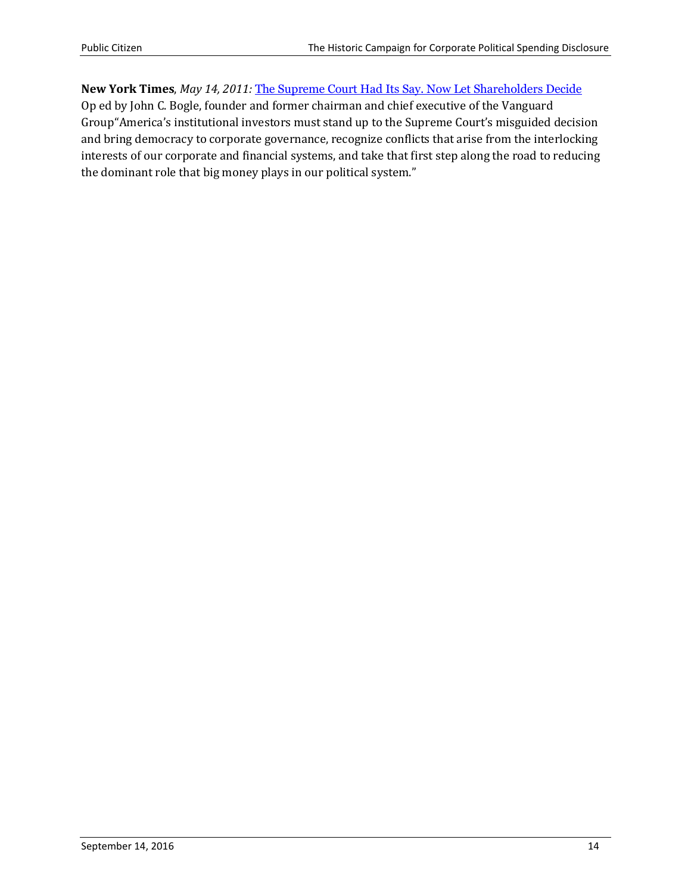**New York Times**, *May 14, 2011:* The Supreme Court Had Its Say. Now Let Shareholders Decide
Op ed by John C. Bogle, founder and former chairman and chief executive of the Vanguard Group"America's institutional investors must stand up to the Supreme Court's misguided decision and bring democracy to corporate governance, recognize conflicts that arise from the interlocking interests of our corporate and financial systems, and take that first step along the road to reducing the dominant role that big money plays in our political system."